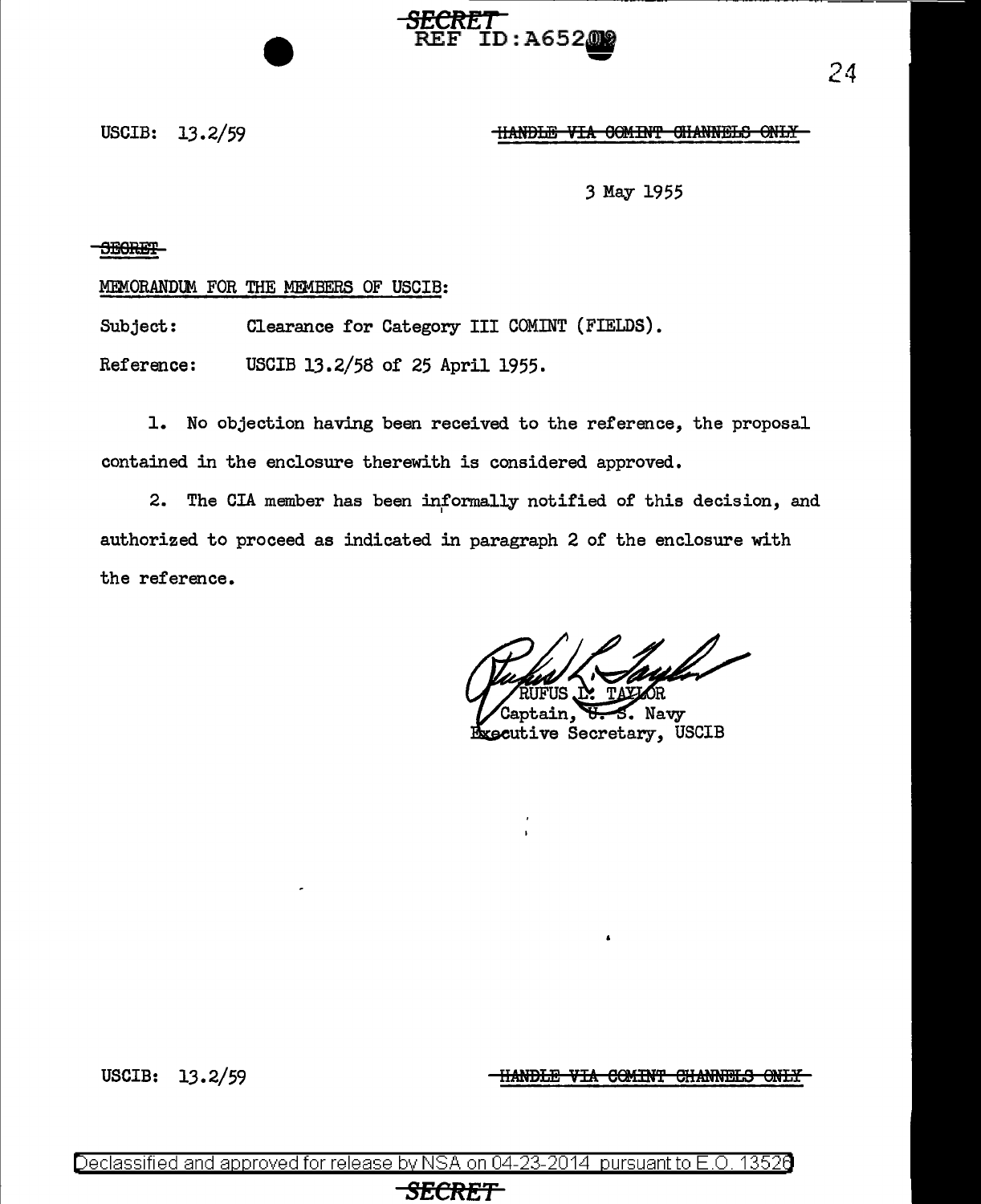SECRET

REF ID:A65209

USCIB: 13.2/59

~~HANDLE VIA COMINT CHANNELS ONLY~~

3 May 1955

~~SECRET~~

MEMORANDUM FOR THE MEMBERS OF USCIB:

Subject: Clearance for Category III COMINT (FIELDS).

Reference: USCIB 13.2/58 of 25 April 1955.

1. No objection having been received to the reference, the proposal contained in the enclosure therewith is considered approved.

2. The CIA member has been informally notified of this decision, and authorized to proceed as indicated in paragraph 2 of the enclosure with the reference.

RUFUS L. TAYLOR
Captain, U. S. Navy
Executive Secretary, USCIB

USCIB: 13.2/59

~~HANDLE VIA COMINT CHANNELS ONLY~~

Declassified and approved for release by NSA on 04-23-2014 pursuant to E.O. 13526

SECRET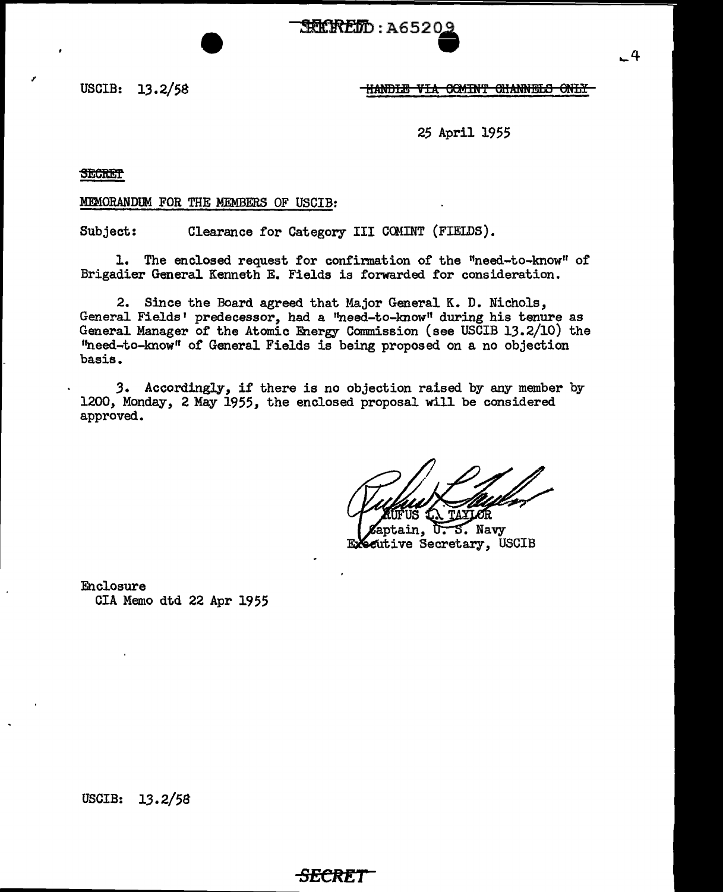REF ID: A65209

USCIB: 13.2/58

~~HANDLE VIA COMINT CHANNELS ONLY~~

25 April 1955

~~SECRET~~

MEMORANDUM FOR THE MEMBERS OF USCIB:

Subject: Clearance for Category III COMINT (FIELDS).

1. The enclosed request for confirmation of the "need-to-know" of Brigadier General Kenneth E. Fields is forwarded for consideration.

2. Since the Board agreed that Major General K. D. Nichols, General Fields' predecessor, had a "need-to-know" during his tenure as General Manager of the Atomic Energy Commission (see USCIB 13.2/10) the "need-to-know" of General Fields is being proposed on a no objection basis.

3. Accordingly, if there is no objection raised by any member by 1200, Monday, 2 May 1955, the enclosed proposal will be considered approved.

RUFUS L. TAYLOR
Captain, U. S. Navy
Executive Secretary, USCIB

Enclosure
CIA Memo dtd 22 Apr 1955

USCIB: 13.2/58

~~SECRET~~